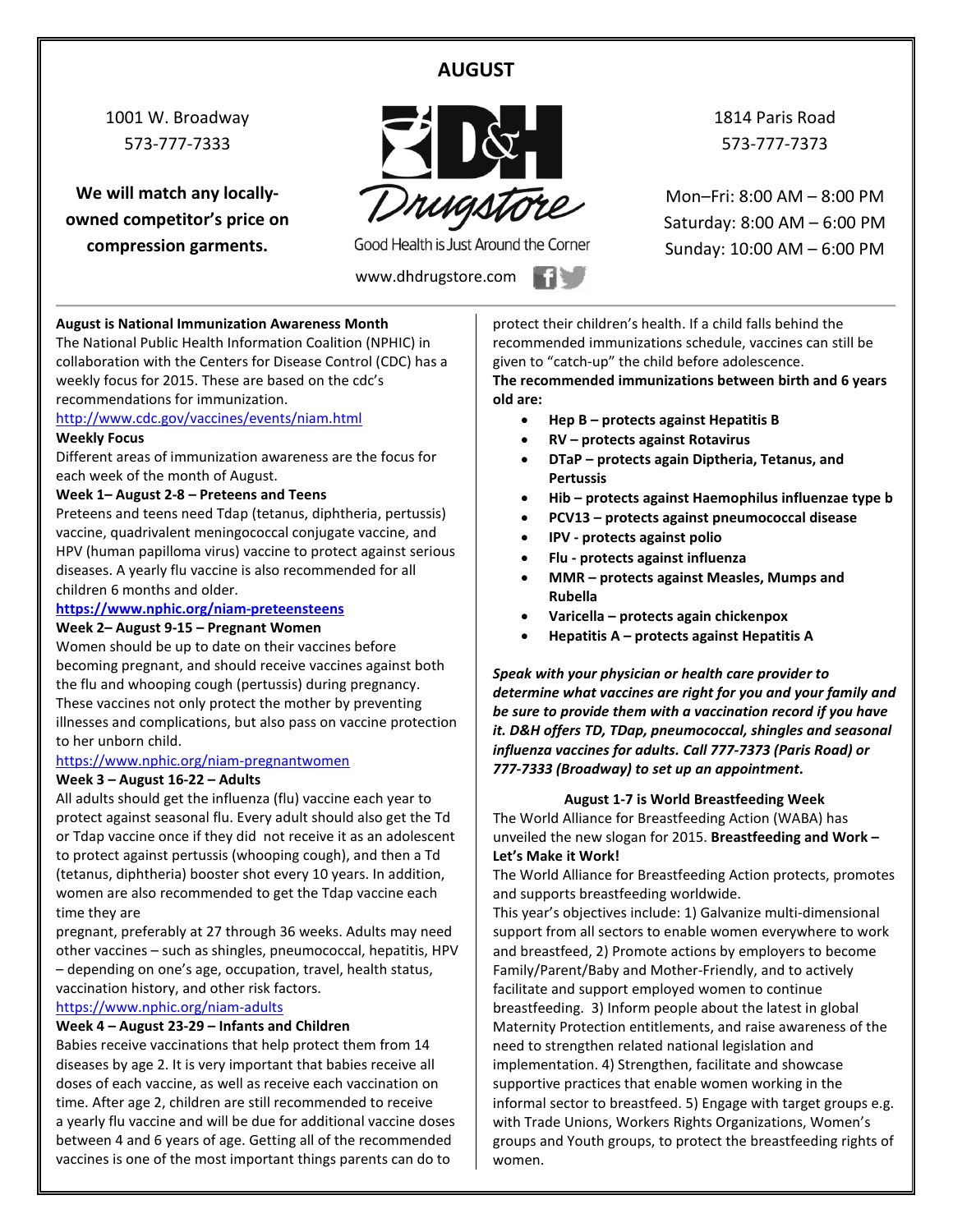# AUGUST

1001 W. Broadway
573-777-7333

**We will match any locally-owned competitor's price on compression garments.**

D&H Drugstore
Good Health is Just Around the Corner
www.dhdrugstore.com

1814 Paris Road
573-777-7373

Mon–Fri: 8:00 AM – 8:00 PM
Saturday: 8:00 AM – 6:00 PM
Sunday: 10:00 AM – 6:00 PM

**August is National Immunization Awareness Month**

The National Public Health Information Coalition (NPHIC) in collaboration with the Centers for Disease Control (CDC) has a weekly focus for 2015. These are based on the cdc's recommendations for immunization.

http://www.cdc.gov/vaccines/events/niam.html

**Weekly Focus**

Different areas of immunization awareness are the focus for each week of the month of August.

**Week 1– August 2-8 – Preteens and Teens**

Preteens and teens need Tdap (tetanus, diphtheria, pertussis) vaccine, quadrivalent meningococcal conjugate vaccine, and HPV (human papilloma virus) vaccine to protect against serious diseases. A yearly flu vaccine is also recommended for all children 6 months and older.

**https://www.nphic.org/niam-preteensteens**

**Week 2– August 9-15 – Pregnant Women**

Women should be up to date on their vaccines before becoming pregnant, and should receive vaccines against both the flu and whooping cough (pertussis) during pregnancy. These vaccines not only protect the mother by preventing illnesses and complications, but also pass on vaccine protection to her unborn child.

https://www.nphic.org/niam-pregnantwomen

**Week 3 – August 16-22 – Adults**

All adults should get the influenza (flu) vaccine each year to protect against seasonal flu. Every adult should also get the Td or Tdap vaccine once if they did not receive it as an adolescent to protect against pertussis (whooping cough), and then a Td (tetanus, diphtheria) booster shot every 10 years. In addition, women are also recommended to get the Tdap vaccine each time they are pregnant, preferably at 27 through 36 weeks. Adults may need other vaccines – such as shingles, pneumococcal, hepatitis, HPV – depending on one's age, occupation, travel, health status, vaccination history, and other risk factors.

https://www.nphic.org/niam-adults

**Week 4 – August 23-29 – Infants and Children**

Babies receive vaccinations that help protect them from 14 diseases by age 2. It is very important that babies receive all doses of each vaccine, as well as receive each vaccination on time. After age 2, children are still recommended to receive a yearly flu vaccine and will be due for additional vaccine doses between 4 and 6 years of age. Getting all of the recommended vaccines is one of the most important things parents can do to protect their children's health. If a child falls behind the recommended immunizations schedule, vaccines can still be given to "catch-up" the child before adolescence.

**The recommended immunizations between birth and 6 years old are:**

- **Hep B – protects against Hepatitis B**
- **RV – protects against Rotavirus**
- **DTaP – protects again Diptheria, Tetanus, and Pertussis**
- **Hib – protects against Haemophilus influenzae type b**
- **PCV13 – protects against pneumococcal disease**
- **IPV - protects against polio**
- **Flu - protects against influenza**
- **MMR – protects against Measles, Mumps and Rubella**
- **Varicella – protects again chickenpox**
- **Hepatitis A – protects against Hepatitis A**

***Speak with your physician or health care provider to determine what vaccines are right for you and your family and be sure to provide them with a vaccination record if you have it. D&H offers TD, TDap, pneumococcal, shingles and seasonal influenza vaccines for adults. Call 777-7373 (Paris Road) or 777-7333 (Broadway) to set up an appointment.***

**August 1-7 is World Breastfeeding Week**

The World Alliance for Breastfeeding Action (WABA) has unveiled the new slogan for 2015. **Breastfeeding and Work – Let's Make it Work!**

The World Alliance for Breastfeeding Action protects, promotes and supports breastfeeding worldwide.

This year's objectives include: 1) Galvanize multi-dimensional support from all sectors to enable women everywhere to work and breastfeed, 2) Promote actions by employers to become Family/Parent/Baby and Mother-Friendly, and to actively facilitate and support employed women to continue breastfeeding. 3) Inform people about the latest in global Maternity Protection entitlements, and raise awareness of the need to strengthen related national legislation and implementation. 4) Strengthen, facilitate and showcase supportive practices that enable women working in the informal sector to breastfeed. 5) Engage with target groups e.g. with Trade Unions, Workers Rights Organizations, Women's groups and Youth groups, to protect the breastfeeding rights of women.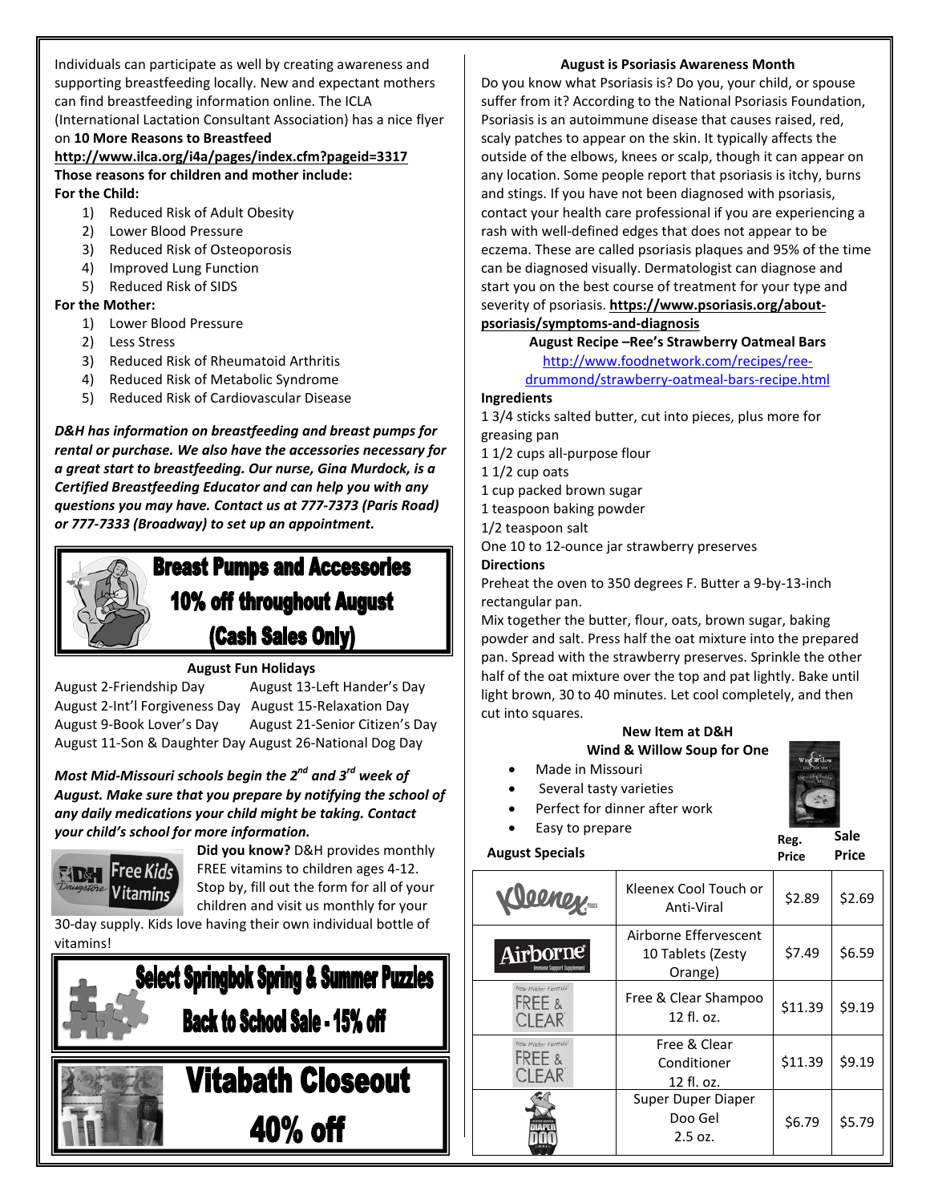Individuals can participate as well by creating awareness and supporting breastfeeding locally. New and expectant mothers can find breastfeeding information online. The ICLA (International Lactation Consultant Association) has a nice flyer on **10 More Reasons to Breastfeed**

**http://www.ilca.org/i4a/pages/index.cfm?pageid=3317**

**Those reasons for children and mother include:**

**For the Child:**

1) Reduced Risk of Adult Obesity
2) Lower Blood Pressure
3) Reduced Risk of Osteoporosis
4) Improved Lung Function
5) Reduced Risk of SIDS

**For the Mother:**

1) Lower Blood Pressure
2) Less Stress
3) Reduced Risk of Rheumatoid Arthritis
4) Reduced Risk of Metabolic Syndrome
5) Reduced Risk of Cardiovascular Disease

***D&H has information on breastfeeding and breast pumps for rental or purchase. We also have the accessories necessary for a great start to breastfeeding. Our nurse, Gina Murdock, is a Certified Breastfeeding Educator and can help you with any questions you may have. Contact us at 777-7373 (Paris Road) or 777-7333 (Broadway) to set up an appointment.***

**Breast Pumps and Accessories**
**10% off throughout August**
**(Cash Sales Only)**

**August Fun Holidays**

August 2-Friendship Day
August 2-Int'l Forgiveness Day
August 9-Book Lover's Day
August 11-Son & Daughter Day
August 13-Left Hander's Day
August 15-Relaxation Day
August 21-Senior Citizen's Day
August 26-National Dog Day

***Most Mid-Missouri schools begin the 2nd and 3rd week of August. Make sure that you prepare by notifying the school of any daily medications your child might be taking. Contact your child's school for more information.***

D&H Drugstore Free Kids Vitamins

**Did you know?** D&H provides monthly FREE vitamins to children ages 4-12. Stop by, fill out the form for all of your children and visit us monthly for your 30-day supply. Kids love having their own individual bottle of vitamins!

**Select Springbok Spring & Summer Puzzles**
**Back to School Sale - 15% off**

**Vitabath Closeout**
**40% off**

**August is Psoriasis Awareness Month**

Do you know what Psoriasis is? Do you, your child, or spouse suffer from it? According to the National Psoriasis Foundation, Psoriasis is an autoimmune disease that causes raised, red, scaly patches to appear on the skin. It typically affects the outside of the elbows, knees or scalp, though it can appear on any location. Some people report that psoriasis is itchy, burns and stings. If you have not been diagnosed with psoriasis, contact your health care professional if you are experiencing a rash with well-defined edges that does not appear to be eczema. These are called psoriasis plaques and 95% of the time can be diagnosed visually. Dermatologist can diagnose and start you on the best course of treatment for your type and severity of psoriasis. **https://www.psoriasis.org/about-psoriasis/symptoms-and-diagnosis**

**August Recipe –Ree's Strawberry Oatmeal Bars**

http://www.foodnetwork.com/recipes/ree-drummond/strawberry-oatmeal-bars-recipe.html

**Ingredients**

1 3/4 sticks salted butter, cut into pieces, plus more for greasing pan
1 1/2 cups all-purpose flour
1 1/2 cup oats
1 cup packed brown sugar
1 teaspoon baking powder
1/2 teaspoon salt
One 10 to 12-ounce jar strawberry preserves

**Directions**

Preheat the oven to 350 degrees F. Butter a 9-by-13-inch rectangular pan.

Mix together the butter, flour, oats, brown sugar, baking powder and salt. Press half the oat mixture into the prepared pan. Spread with the strawberry preserves. Sprinkle the other half of the oat mixture over the top and pat lightly. Bake until light brown, 30 to 40 minutes. Let cool completely, and then cut into squares.

**New Item at D&H**
**Wind & Willow Soup for One**

- Made in Missouri
- Several tasty varieties
- Perfect for dinner after work
- Easy to prepare

**August Specials**

| | | Reg. Price | Sale Price |
|---|---|---|---|
| Kleenex | Kleenex Cool Touch or Anti-Viral | $2.89 | $2.69 |
| Airborne | Airborne Effervescent 10 Tablets (Zesty Orange) | $7.49 | $6.59 |
| Free & Clear | Free & Clear Shampoo 12 fl. oz. | $11.39 | $9.19 |
| Free & Clear | Free & Clear Conditioner 12 fl. oz. | $11.39 | $9.19 |
| Super Duper Diaper Doo | Super Duper Diaper Doo Gel 2.5 oz. | $6.79 | $5.79 |